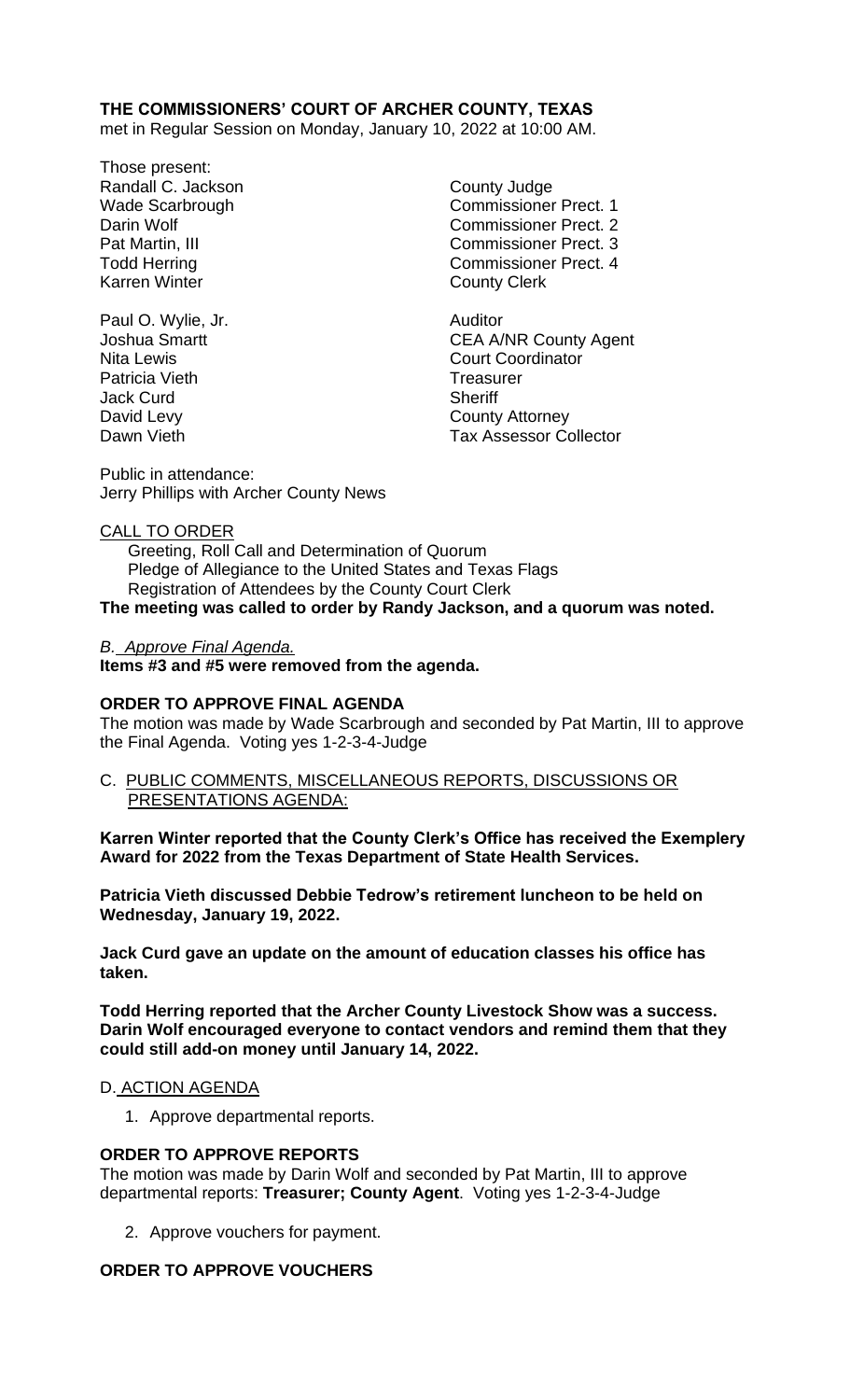**THE COMMISSIONERS' COURT OF ARCHER COUNTY, TEXAS**
met in Regular Session on Monday, January 10, 2022 at 10:00 AM.

Those present:

| | |
|---|---|
| Randall C. Jackson | County Judge |
| Wade Scarbrough | Commissioner Prect. 1 |
| Darin Wolf | Commissioner Prect. 2 |
| Pat Martin, III | Commissioner Prect. 3 |
| Todd Herring | Commissioner Prect. 4 |
| Karren Winter | County Clerk |
| | |
| Paul O. Wylie, Jr. | Auditor |
| Joshua Smartt | CEA A/NR County Agent |
| Nita Lewis | Court Coordinator |
| Patricia Vieth | Treasurer |
| Jack Curd | Sheriff |
| David Levy | County Attorney |
| Dawn Vieth | Tax Assessor Collector |

Public in attendance:
Jerry Phillips with Archer County News

CALL TO ORDER

Greeting, Roll Call and Determination of Quorum
Pledge of Allegiance to the United States and Texas Flags
Registration of Attendees by the County Court Clerk

**The meeting was called to order by Randy Jackson, and a quorum was noted.**

*B. Approve Final Agenda.*

**Items #3 and #5 were removed from the agenda.**

**ORDER TO APPROVE FINAL AGENDA**

The motion was made by Wade Scarbrough and seconded by Pat Martin, III to approve the Final Agenda. Voting yes 1-2-3-4-Judge

C. PUBLIC COMMENTS, MISCELLANEOUS REPORTS, DISCUSSIONS OR PRESENTATIONS AGENDA:

**Karren Winter reported that the County Clerk's Office has received the Exemplery Award for 2022 from the Texas Department of State Health Services.**

**Patricia Vieth discussed Debbie Tedrow's retirement luncheon to be held on Wednesday, January 19, 2022.**

**Jack Curd gave an update on the amount of education classes his office has taken.**

**Todd Herring reported that the Archer County Livestock Show was a success. Darin Wolf encouraged everyone to contact vendors and remind them that they could still add-on money until January 14, 2022.**

D. ACTION AGENDA

1. Approve departmental reports.

**ORDER TO APPROVE REPORTS**

The motion was made by Darin Wolf and seconded by Pat Martin, III to approve departmental reports: **Treasurer; County Agent**. Voting yes 1-2-3-4-Judge

2. Approve vouchers for payment.

**ORDER TO APPROVE VOUCHERS**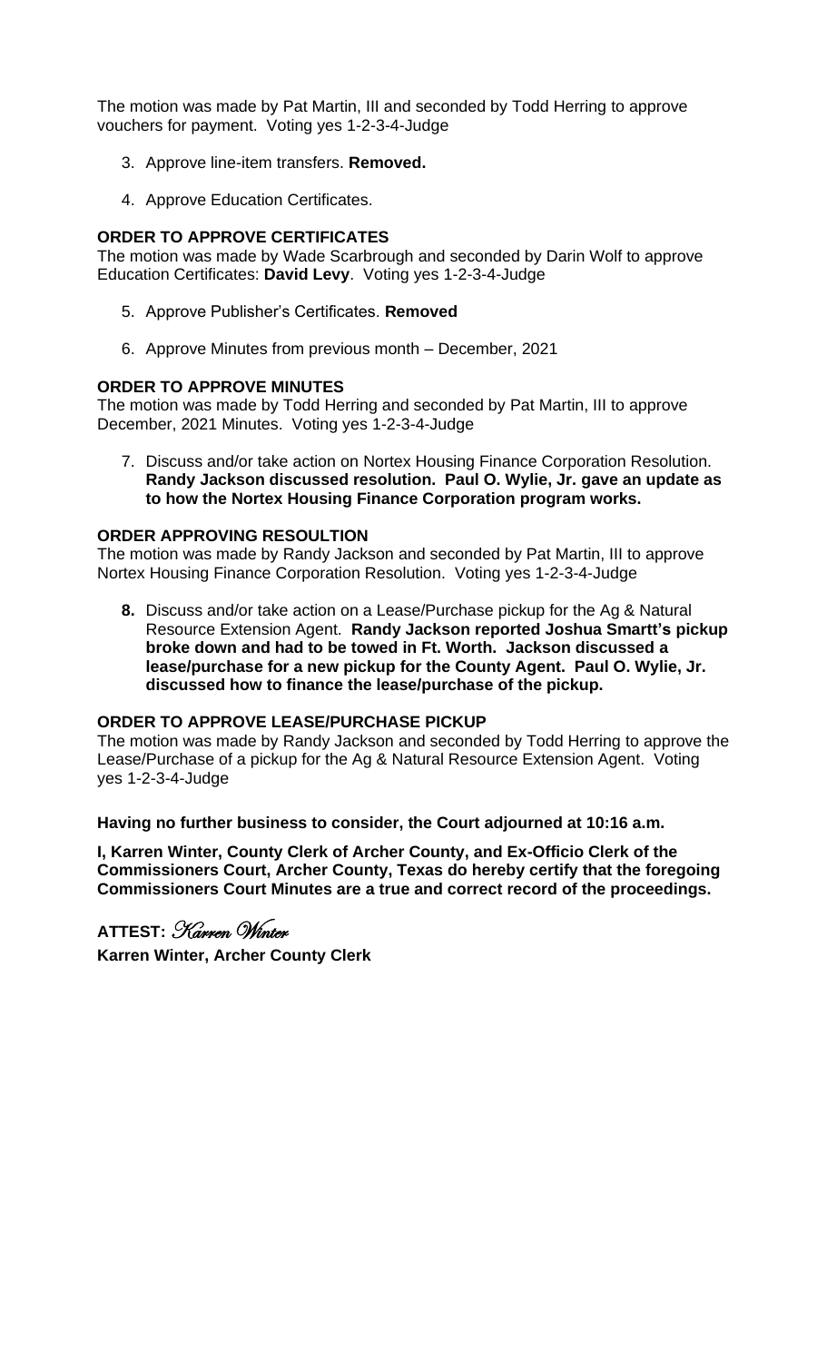The motion was made by Pat Martin, III and seconded by Todd Herring to approve vouchers for payment. Voting yes 1-2-3-4-Judge

3. Approve line-item transfers. **Removed.**

4. Approve Education Certificates.

**ORDER TO APPROVE CERTIFICATES**

The motion was made by Wade Scarbrough and seconded by Darin Wolf to approve Education Certificates: **David Levy**. Voting yes 1-2-3-4-Judge

5. Approve Publisher's Certificates. **Removed**

6. Approve Minutes from previous month – December, 2021

**ORDER TO APPROVE MINUTES**

The motion was made by Todd Herring and seconded by Pat Martin, III to approve December, 2021 Minutes. Voting yes 1-2-3-4-Judge

7. Discuss and/or take action on Nortex Housing Finance Corporation Resolution. **Randy Jackson discussed resolution. Paul O. Wylie, Jr. gave an update as to how the Nortex Housing Finance Corporation program works.**

**ORDER APPROVING RESOULTION**

The motion was made by Randy Jackson and seconded by Pat Martin, III to approve Nortex Housing Finance Corporation Resolution. Voting yes 1-2-3-4-Judge

**8.** Discuss and/or take action on a Lease/Purchase pickup for the Ag & Natural Resource Extension Agent. **Randy Jackson reported Joshua Smartt's pickup broke down and had to be towed in Ft. Worth. Jackson discussed a lease/purchase for a new pickup for the County Agent. Paul O. Wylie, Jr. discussed how to finance the lease/purchase of the pickup.**

**ORDER TO APPROVE LEASE/PURCHASE PICKUP**

The motion was made by Randy Jackson and seconded by Todd Herring to approve the Lease/Purchase of a pickup for the Ag & Natural Resource Extension Agent. Voting yes 1-2-3-4-Judge

**Having no further business to consider, the Court adjourned at 10:16 a.m.**

**I, Karren Winter, County Clerk of Archer County, and Ex-Officio Clerk of the Commissioners Court, Archer County, Texas do hereby certify that the foregoing Commissioners Court Minutes are a true and correct record of the proceedings.**

**ATTEST:** *Karren Winter*

**Karren Winter, Archer County Clerk**